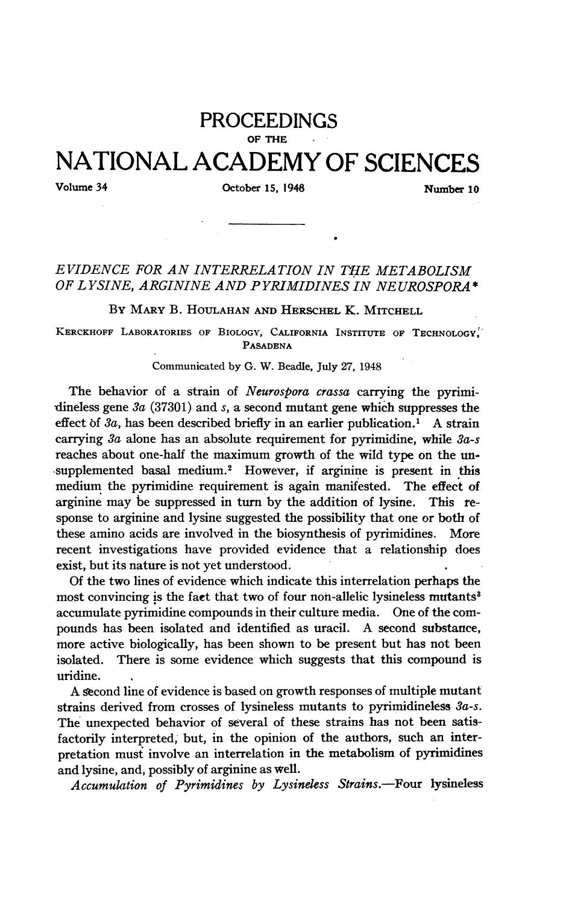# PROCEEDINGS OF THE NATIONAL ACADEMY OF SCIENCES

Volume 34 October 15, 1948 Number 10

## *EVIDENCE FOR AN INTERRELATION IN THE METABOLISM OF LYSINE, ARGININE AND PYRIMIDINES IN NEUROSPORA\**

By Mary B. Houlahan and Herschel K. Mitchell

Kerckhoff Laboratories of Biology, California Institute of Technology, Pasadena

Communicated by G. W. Beadle, July 27, 1948

The behavior of a strain of *Neurospora crassa* carrying the pyrimidineless gene *3a* (37301) and *s*, a second mutant gene which suppresses the effect of *3a*, has been described briefly in an earlier publication.[1] A strain carrying *3a* alone has an absolute requirement for pyrimidine, while *3a-s* reaches about one-half the maximum growth of the wild type on the unsupplemented basal medium.[2] However, if arginine is present in this medium the pyrimidine requirement is again manifested. The effect of arginine may be suppressed in turn by the addition of lysine. This response to arginine and lysine suggested the possibility that one or both of these amino acids are involved in the biosynthesis of pyrimidines. More recent investigations have provided evidence that a relationship does exist, but its nature is not yet understood.

Of the two lines of evidence which indicate this interrelation perhaps the most convincing is the fact that two of four non-allelic lysineless mutants[3] accumulate pyrimidine compounds in their culture media. One of the compounds has been isolated and identified as uracil. A second substance, more active biologically, has been shown to be present but has not been isolated. There is some evidence which suggests that this compound is uridine.

A second line of evidence is based on growth responses of multiple mutant strains derived from crosses of lysineless mutants to pyrimidineless *3a-s*. The unexpected behavior of several of these strains has not been satisfactorily interpreted, but, in the opinion of the authors, such an interpretation must involve an interrelation in the metabolism of pyrimidines and lysine, and, possibly of arginine as well.

*Accumulation of Pyrimidines by Lysineless Strains.*—Four lysineless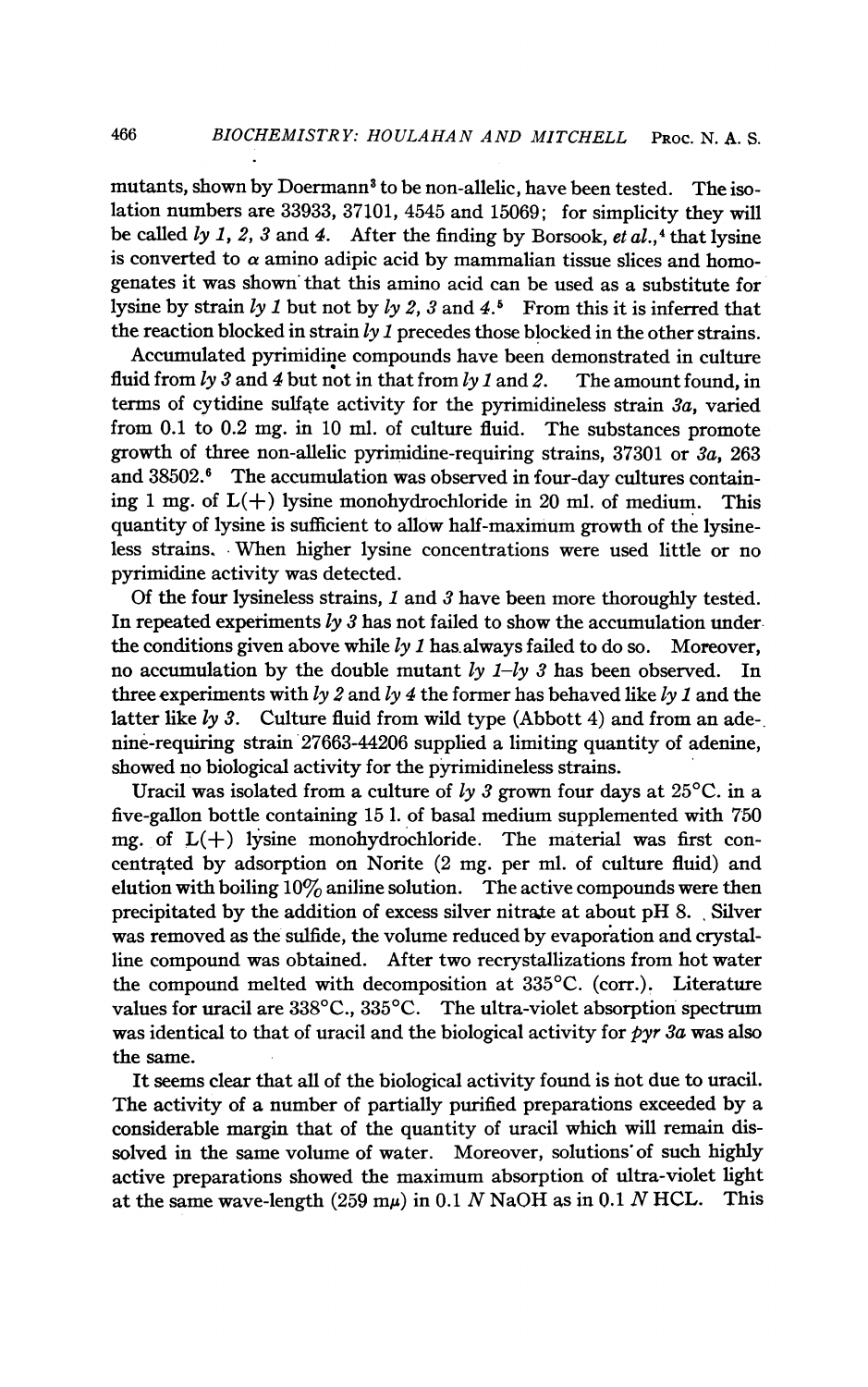mutants, shown by Doermann[3] to be non-allelic, have been tested. The isolation numbers are 33933, 37101, 4545 and 15069; for simplicity they will be called *ly 1, 2, 3* and *4*. After the finding by Borsook, *et al.*,[4] that lysine is converted to $\alpha$ amino adipic acid by mammalian tissue slices and homogenates it was shown that this amino acid can be used as a substitute for lysine by strain *ly 1* but not by *ly 2, 3* and *4*.[5] From this it is inferred that the reaction blocked in strain *ly 1* precedes those blocked in the other strains.

Accumulated pyrimidine compounds have been demonstrated in culture fluid from *ly 3* and *4* but not in that from *ly 1* and *2*. The amount found, in terms of cytidine sulfate activity for the pyrimidineless strain *3a*, varied from 0.1 to 0.2 mg. in 10 ml. of culture fluid. The substances promote growth of three non-allelic pyrimidine-requiring strains, 37301 or *3a*, 263 and 38502.[6] The accumulation was observed in four-day cultures containing 1 mg. of L(+) lysine monohydrochloride in 20 ml. of medium. This quantity of lysine is sufficient to allow half-maximum growth of the lysineless strains. When higher lysine concentrations were used little or no pyrimidine activity was detected.

Of the four lysineless strains, *1* and *3* have been more thoroughly tested. In repeated experiments *ly 3* has not failed to show the accumulation under the conditions given above while *ly 1* has always failed to do so. Moreover, no accumulation by the double mutant *ly 1–ly 3* has been observed. In three experiments with *ly 2* and *ly 4* the former has behaved like *ly 1* and the latter like *ly 3*. Culture fluid from wild type (Abbott 4) and from an adenine-requiring strain 27663-44206 supplied a limiting quantity of adenine, showed no biological activity for the pyrimidineless strains.

Uracil was isolated from a culture of *ly 3* grown four days at 25°C. in a five-gallon bottle containing 15 l. of basal medium supplemented with 750 mg. of L(+) lysine monohydrochloride. The material was first concentrated by adsorption on Norite (2 mg. per ml. of culture fluid) and elution with boiling 10% aniline solution. The active compounds were then precipitated by the addition of excess silver nitrate at about pH 8. Silver was removed as the sulfide, the volume reduced by evaporation and crystalline compound was obtained. After two recrystallizations from hot water the compound melted with decomposition at 335°C. (corr.). Literature values for uracil are 338°C., 335°C. The ultra-violet absorption spectrum was identical to that of uracil and the biological activity for *pyr 3a* was also the same.

It seems clear that all of the biological activity found is not due to uracil. The activity of a number of partially purified preparations exceeded by a considerable margin that of the quantity of uracil which will remain dissolved in the same volume of water. Moreover, solutions of such highly active preparations showed the maximum absorption of ultra-violet light at the same wave-length (259 m$\mu$) in 0.1 *N* NaOH as in 0.1 *N* HCL. This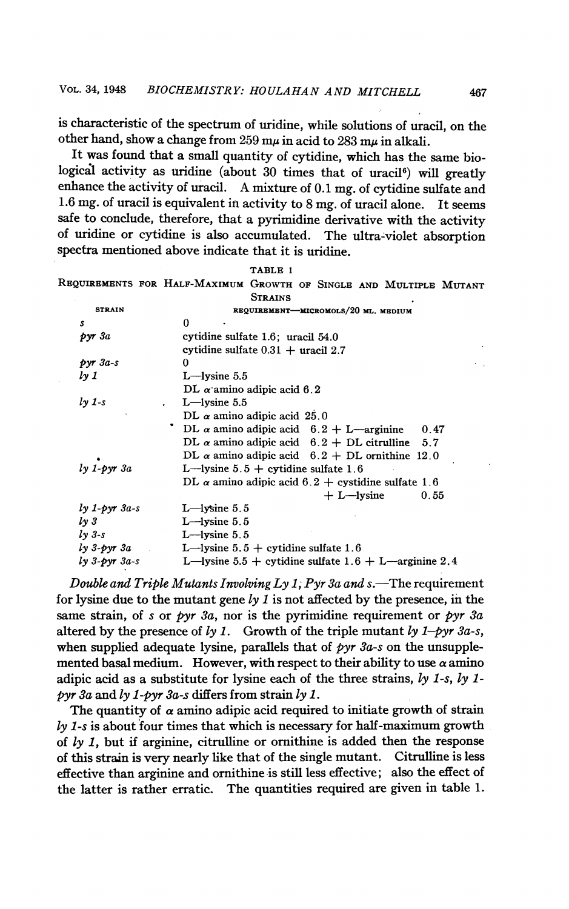is characteristic of the spectrum of uridine, while solutions of uracil, on the other hand, show a change from 259 mμ in acid to 283 mμ in alkali.

It was found that a small quantity of cytidine, which has the same biological activity as uridine (about 30 times that of uracil[6]) will greatly enhance the activity of uracil. A mixture of 0.1 mg. of cytidine sulfate and 1.6 mg. of uracil is equivalent in activity to 8 mg. of uracil alone. It seems safe to conclude, therefore, that a pyrimidine derivative with the activity of uridine or cytidine is also accumulated. The ultra-violet absorption spectra mentioned above indicate that it is uridine.

TABLE 1

REQUIREMENTS FOR HALF-MAXIMUM GROWTH OF SINGLE AND MULTIPLE MUTANT STRAINS

| STRAIN | REQUIREMENT—MICROMOLS/20 ML. MEDIUM |
|---|---|
| *s* | 0 |
| *pyr 3a* | cytidine sulfate 1.6; uracil 54.0 |
| | cytidine sulfate 0.31 + uracil 2.7 |
| *pyr 3a-s* | 0 |
| *ly 1* | L—lysine 5.5 |
| | DL α amino adipic acid 6.2 |
| *ly 1-s* | L—lysine 5.5 |
| | DL α amino adipic acid 25.0 |
| | DL α amino adipic acid 6.2 + L—arginine 0.47 |
| | DL α amino adipic acid 6.2 + DL citrulline 5.7 |
| | DL α amino adipic acid 6.2 + DL ornithine 12.0 |
| *ly 1-pyr 3a* | L—lysine 5.5 + cytidine sulfate 1.6 |
| | DL α amino adipic acid 6.2 + cystidine sulfate 1.6 + L—lysine 0.55 |
| *ly 1-pyr 3a-s* | L—lysine 5.5 |
| *ly 3* | L—lysine 5.5 |
| *ly 3-s* | L—lysine 5.5 |
| *ly 3-pyr 3a* | L—lysine 5.5 + cytidine sulfate 1.6 |
| *ly 3-pyr 3a-s* | L—lysine 5.5 + cytidine sulfate 1.6 + L—arginine 2.4 |

*Double and Triple Mutants Involving Ly 1; Pyr 3a and s.*—The requirement for lysine due to the mutant gene *ly 1* is not affected by the presence, in the same strain, of *s* or *pyr 3a*, nor is the pyrimidine requirement or *pyr 3a* altered by the presence of *ly 1*. Growth of the triple mutant *ly 1–pyr 3a-s*, when supplied adequate lysine, parallels that of *pyr 3a-s* on the unsupplemented basal medium. However, with respect to their ability to use α amino adipic acid as a substitute for lysine each of the three strains, *ly 1-s*, *ly 1-pyr 3a* and *ly 1-pyr 3a-s* differs from strain *ly 1*.

The quantity of α amino adipic acid required to initiate growth of strain *ly 1-s* is about four times that which is necessary for half-maximum growth of *ly 1*, but if arginine, citrulline or ornithine is added then the response of this strain is very nearly like that of the single mutant. Citrulline is less effective than arginine and ornithine is still less effective; also the effect of the latter is rather erratic. The quantities required are given in table 1.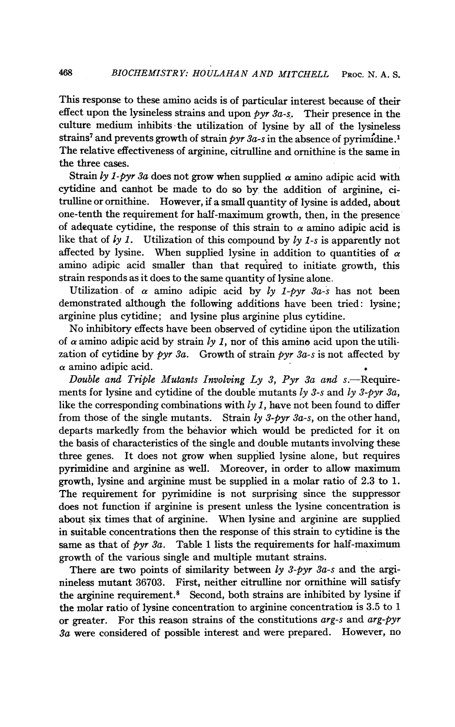This response to these amino acids is of particular interest because of their effect upon the lysineless strains and upon *pyr 3a-s*. Their presence in the culture medium inhibits the utilization of lysine by all of the lysineless strains[7] and prevents growth of strain *pyr 3a-s* in the absence of pyrimidine.[1] The relative effectiveness of arginine, citrulline and ornithine is the same in the three cases.

Strain *ly 1-pyr 3a* does not grow when supplied α amino adipic acid with cytidine and cannot be made to do so by the addition of arginine, citrulline or ornithine. However, if a small quantity of lysine is added, about one-tenth the requirement for half-maximum growth, then, in the presence of adequate cytidine, the response of this strain to α amino adipic acid is like that of *ly 1*. Utilization of this compound by *ly 1-s* is apparently not affected by lysine. When supplied lysine in addition to quantities of α amino adipic acid smaller than that required to initiate growth, this strain responds as it does to the same quantity of lysine alone.

Utilization of α amino adipic acid by *ly 1-pyr 3a-s* has not been demonstrated although the following additions have been tried: lysine; arginine plus cytidine; and lysine plus arginine plus cytidine.

No inhibitory effects have been observed of cytidine upon the utilization of α amino adipic acid by strain *ly 1*, nor of this amino acid upon the utilization of cytidine by *pyr 3a*. Growth of strain *pyr 3a-s* is not affected by α amino adipic acid.

*Double and Triple Mutants Involving Ly 3, Pyr 3a and s.*—Requirements for lysine and cytidine of the double mutants *ly 3-s* and *ly 3-pyr 3a*, like the corresponding combinations with *ly 1*, have not been found to differ from those of the single mutants. Strain *ly 3-pyr 3a-s*, on the other hand, departs markedly from the behavior which would be predicted for it on the basis of characteristics of the single and double mutants involving these three genes. It does not grow when supplied lysine alone, but requires pyrimidine and arginine as well. Moreover, in order to allow maximum growth, lysine and arginine must be supplied in a molar ratio of 2.3 to 1. The requirement for pyrimidine is not surprising since the suppressor does not function if arginine is present unless the lysine concentration is about six times that of arginine. When lysine and arginine are supplied in suitable concentrations then the response of this strain to cytidine is the same as that of *pyr 3a*. Table 1 lists the requirements for half-maximum growth of the various single and multiple mutant strains.

There are two points of similarity between *ly 3-pyr 3a-s* and the arginineless mutant 36703. First, neither citrulline nor ornithine will satisfy the arginine requirement.[8] Second, both strains are inhibited by lysine if the molar ratio of lysine concentration to arginine concentration is 3.5 to 1 or greater. For this reason strains of the constitutions *arg-s* and *arg-pyr 3a* were considered of possible interest and were prepared. However, no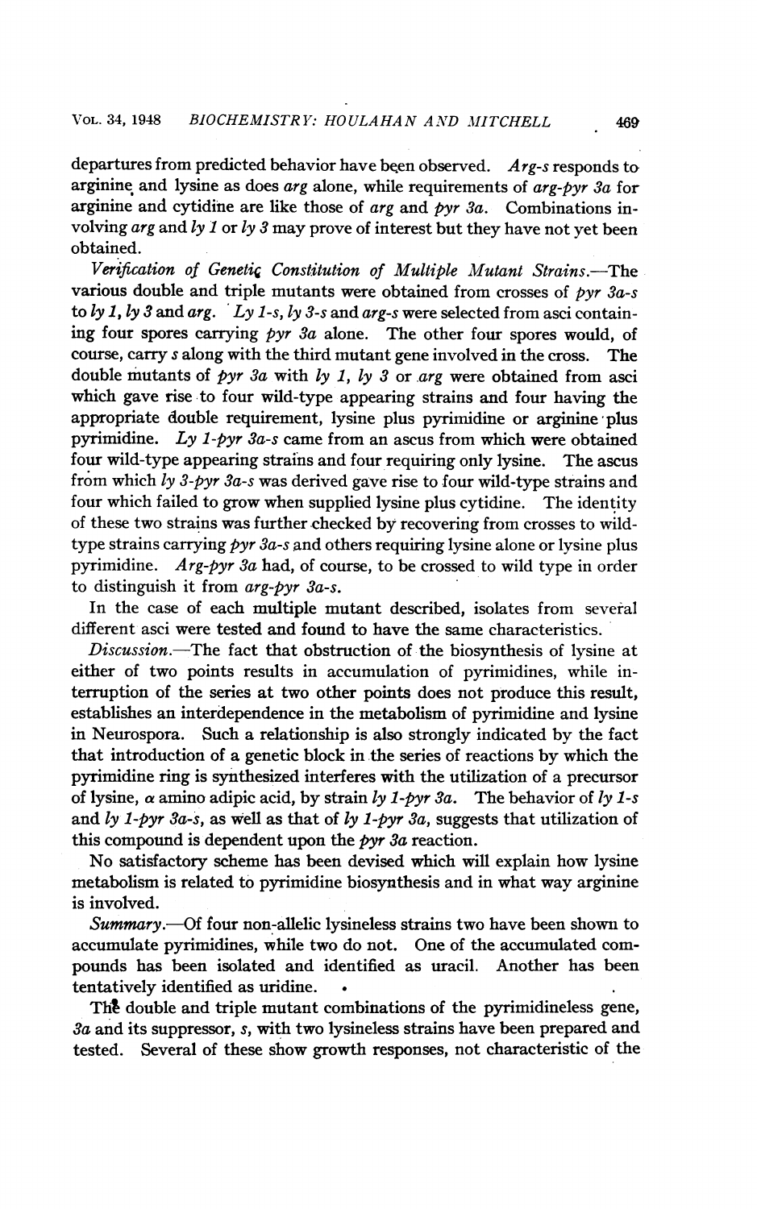departures from predicted behavior have been observed. *Arg-s* responds to arginine and lysine as does *arg* alone, while requirements of *arg-pyr 3a* for arginine and cytidine are like those of *arg* and *pyr 3a*. Combinations involving *arg* and *ly 1* or *ly 3* may prove of interest but they have not yet been obtained.

*Verification of Genetic Constitution of Multiple Mutant Strains.*—The various double and triple mutants were obtained from crosses of *pyr 3a-s* to *ly 1*, *ly 3* and *arg*. *Ly 1-s*, *ly 3-s* and *arg-s* were selected from asci containing four spores carrying *pyr 3a* alone. The other four spores would, of course, carry *s* along with the third mutant gene involved in the cross. The double mutants of *pyr 3a* with *ly 1*, *ly 3* or *arg* were obtained from asci which gave rise to four wild-type appearing strains and four having the appropriate double requirement, lysine plus pyrimidine or arginine plus pyrimidine. *Ly 1-pyr 3a-s* came from an ascus from which were obtained four wild-type appearing strains and four requiring only lysine. The ascus from which *ly 3-pyr 3a-s* was derived gave rise to four wild-type strains and four which failed to grow when supplied lysine plus cytidine. The identity of these two strains was further checked by recovering from crosses to wild-type strains carrying *pyr 3a-s* and others requiring lysine alone or lysine plus pyrimidine. *Arg-pyr 3a* had, of course, to be crossed to wild type in order to distinguish it from *arg-pyr 3a-s*.

In the case of each multiple mutant described, isolates from several different asci were tested and found to have the same characteristics.

*Discussion.*—The fact that obstruction of the biosynthesis of lysine at either of two points results in accumulation of pyrimidines, while interruption of the series at two other points does not produce this result, establishes an interdependence in the metabolism of pyrimidine and lysine in Neurospora. Such a relationship is also strongly indicated by the fact that introduction of a genetic block in the series of reactions by which the pyrimidine ring is synthesized interferes with the utilization of a precursor of lysine, $\alpha$ amino adipic acid, by strain *ly 1-pyr 3a*. The behavior of *ly 1-s* and *ly 1-pyr 3a-s*, as well as that of *ly 1-pyr 3a*, suggests that utilization of this compound is dependent upon the *pyr 3a* reaction.

No satisfactory scheme has been devised which will explain how lysine metabolism is related to pyrimidine biosynthesis and in what way arginine is involved.

*Summary.*—Of four non-allelic lysineless strains two have been shown to accumulate pyrimidines, while two do not. One of the accumulated compounds has been isolated and identified as uracil. Another has been tentatively identified as uridine.

The double and triple mutant combinations of the pyrimidineless gene, *3a* and its suppressor, *s*, with two lysineless strains have been prepared and tested. Several of these show growth responses, not characteristic of the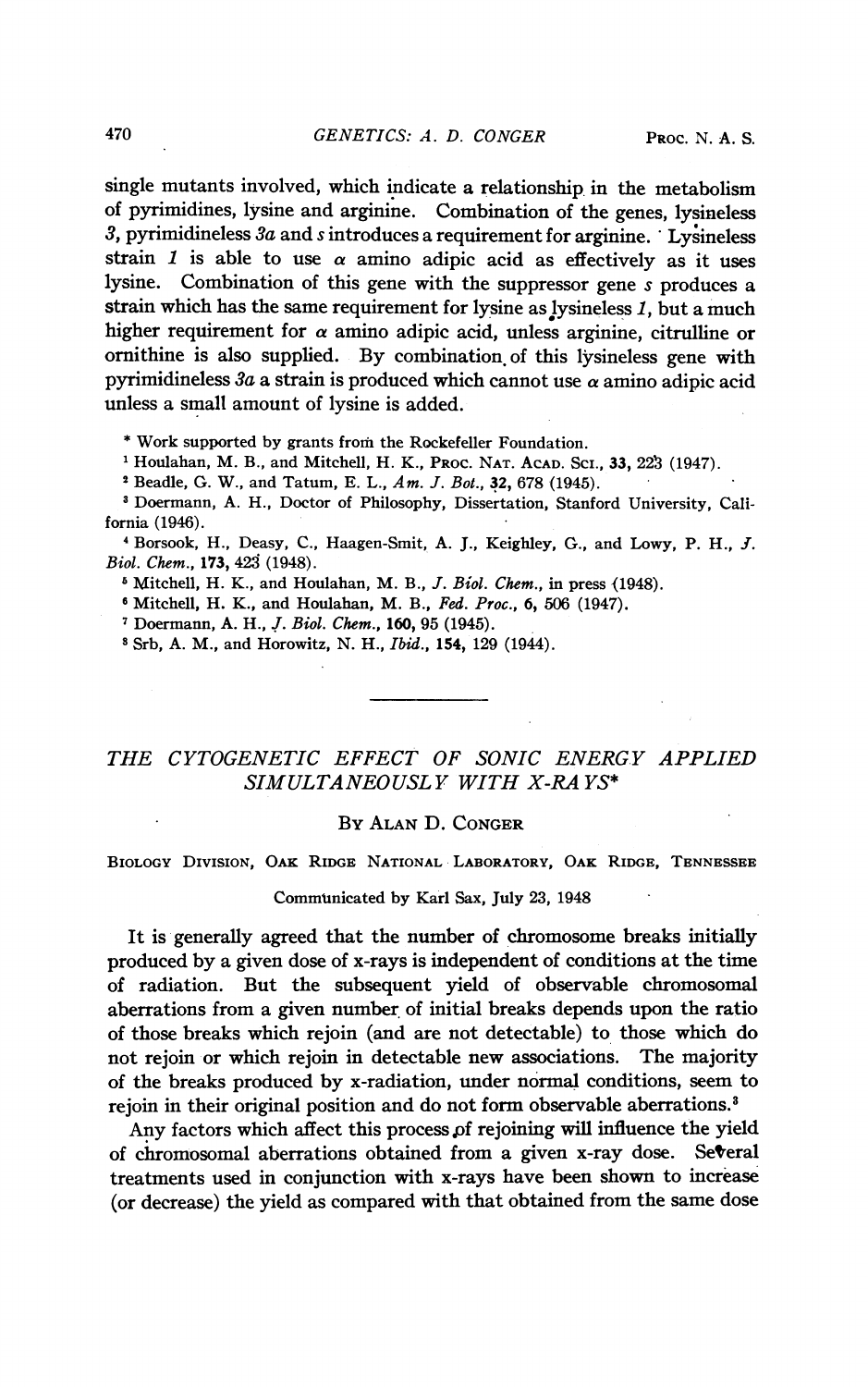single mutants involved, which indicate a relationship in the metabolism of pyrimidines, lysine and arginine. Combination of the genes, lysineless *3*, pyrimidineless *3a* and *s* introduces a requirement for arginine. Lysineless strain *1* is able to use $\alpha$ amino adipic acid as effectively as it uses lysine. Combination of this gene with the suppressor gene *s* produces a strain which has the same requirement for lysine as lysineless *1*, but a much higher requirement for $\alpha$ amino adipic acid, unless arginine, citrulline or ornithine is also supplied. By combination of this lysineless gene with pyrimidineless *3a* a strain is produced which cannot use $\alpha$ amino adipic acid unless a small amount of lysine is added.

\* Work supported by grants from the Rockefeller Foundation.

[1] Houlahan, M. B., and Mitchell, H. K., Proc. Nat. Acad. Sci., **33**, 223 (1947).

[2] Beadle, G. W., and Tatum, E. L., *Am. J. Bot.*, **32**, 678 (1945).

[3] Doermann, A. H., Doctor of Philosophy, Dissertation, Stanford University, California (1946).

[4] Borsook, H., Deasy, C., Haagen-Smit, A. J., Keighley, G., and Lowy, P. H., *J. Biol. Chem.*, **173**, 423 (1948).

[5] Mitchell, H. K., and Houlahan, M. B., *J. Biol. Chem.*, in press (1948).

[6] Mitchell, H. K., and Houlahan, M. B., *Fed. Proc.*, **6**, 506 (1947).

[7] Doermann, A. H., *J. Biol. Chem.*, **160**, 95 (1945).

[8] Srb, A. M., and Horowitz, N. H., *Ibid.*, **154**, 129 (1944).

---

# *THE CYTOGENETIC EFFECT OF SONIC ENERGY APPLIED SIMULTANEOUSLY WITH X-RAYS\**

By Alan D. Conger

Biology Division, Oak Ridge National Laboratory, Oak Ridge, Tennessee

Communicated by Karl Sax, July 23, 1948

It is generally agreed that the number of chromosome breaks initially produced by a given dose of x-rays is independent of conditions at the time of radiation. But the subsequent yield of observable chromosomal aberrations from a given number of initial breaks depends upon the ratio of those breaks which rejoin (and are not detectable) to those which do not rejoin or which rejoin in detectable new associations. The majority of the breaks produced by x-radiation, under normal conditions, seem to rejoin in their original position and do not form observable aberrations.[3]

Any factors which affect this process of rejoining will influence the yield of chromosomal aberrations obtained from a given x-ray dose. Several treatments used in conjunction with x-rays have been shown to increase (or decrease) the yield as compared with that obtained from the same dose